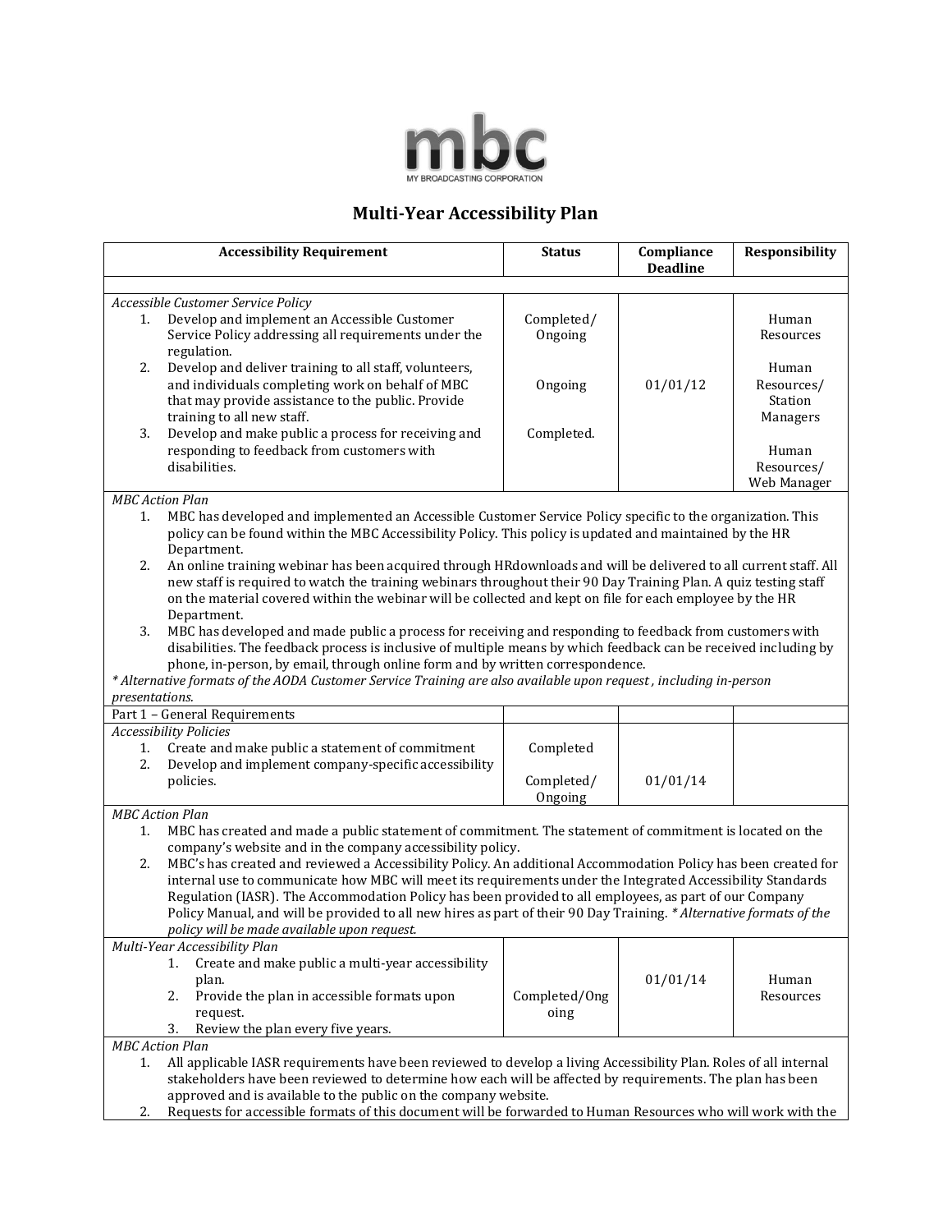mbc

MY BROADCASTING CORPORATION

# Multi-Year Accessibility Plan

| Accessibility Requirement | Status | Compliance Deadline | Responsibility |
|---|---|---|---|
| | | | |
| *Accessible Customer Service Policy*<br>1. Develop and implement an Accessible Customer Service Policy addressing all requirements under the regulation.<br>2. Develop and deliver training to all staff, volunteers, and individuals completing work on behalf of MBC that may provide assistance to the public. Provide training to all new staff.<br>3. Develop and make public a process for receiving and responding to feedback from customers with disabilities. | Completed/ Ongoing<br><br>Ongoing<br><br>Completed. | 01/01/12 | Human Resources<br><br>Human Resources/ Station Managers<br><br>Human Resources/ Web Manager |
| *MBC Action Plan*<br>1. MBC has developed and implemented an Accessible Customer Service Policy specific to the organization. This policy can be found within the MBC Accessibility Policy. This policy is updated and maintained by the HR Department.<br>2. An online training webinar has been acquired through HRdownloads and will be delivered to all current staff. All new staff is required to watch the training webinars throughout their 90 Day Training Plan. A quiz testing staff on the material covered within the webinar will be collected and kept on file for each employee by the HR Department.<br>3. MBC has developed and made public a process for receiving and responding to feedback from customers with disabilities. The feedback process is inclusive of multiple means by which feedback can be received including by phone, in-person, by email, through online form and by written correspondence.<br>*\* Alternative formats of the AODA Customer Service Training are also available upon request , including in-person presentations.* | | | |
| Part 1 – General Requirements | | | |
| *Accessibility Policies*<br>1. Create and make public a statement of commitment<br>2. Develop and implement company-specific accessibility policies. | Completed<br><br>Completed/ Ongoing | 01/01/14 | |
| *MBC Action Plan*<br>1. MBC has created and made a public statement of commitment. The statement of commitment is located on the company's website and in the company accessibility policy.<br>2. MBC's has created and reviewed a Accessibility Policy. An additional Accommodation Policy has been created for internal use to communicate how MBC will meet its requirements under the Integrated Accessibility Standards Regulation (IASR). The Accommodation Policy has been provided to all employees, as part of our Company Policy Manual, and will be provided to all new hires as part of their 90 Day Training. *\* Alternative formats of the policy will be made available upon request.* | | | |
| *Multi-Year Accessibility Plan*<br>1. Create and make public a multi-year accessibility plan.<br>2. Provide the plan in accessible formats upon request.<br>3. Review the plan every five years. | Completed/Ongoing | 01/01/14 | Human Resources |
| *MBC Action Plan*<br>1. All applicable IASR requirements have been reviewed to develop a living Accessibility Plan. Roles of all internal stakeholders have been reviewed to determine how each will be affected by requirements. The plan has been approved and is available to the public on the company website.<br>2. Requests for accessible formats of this document will be forwarded to Human Resources who will work with the | | | |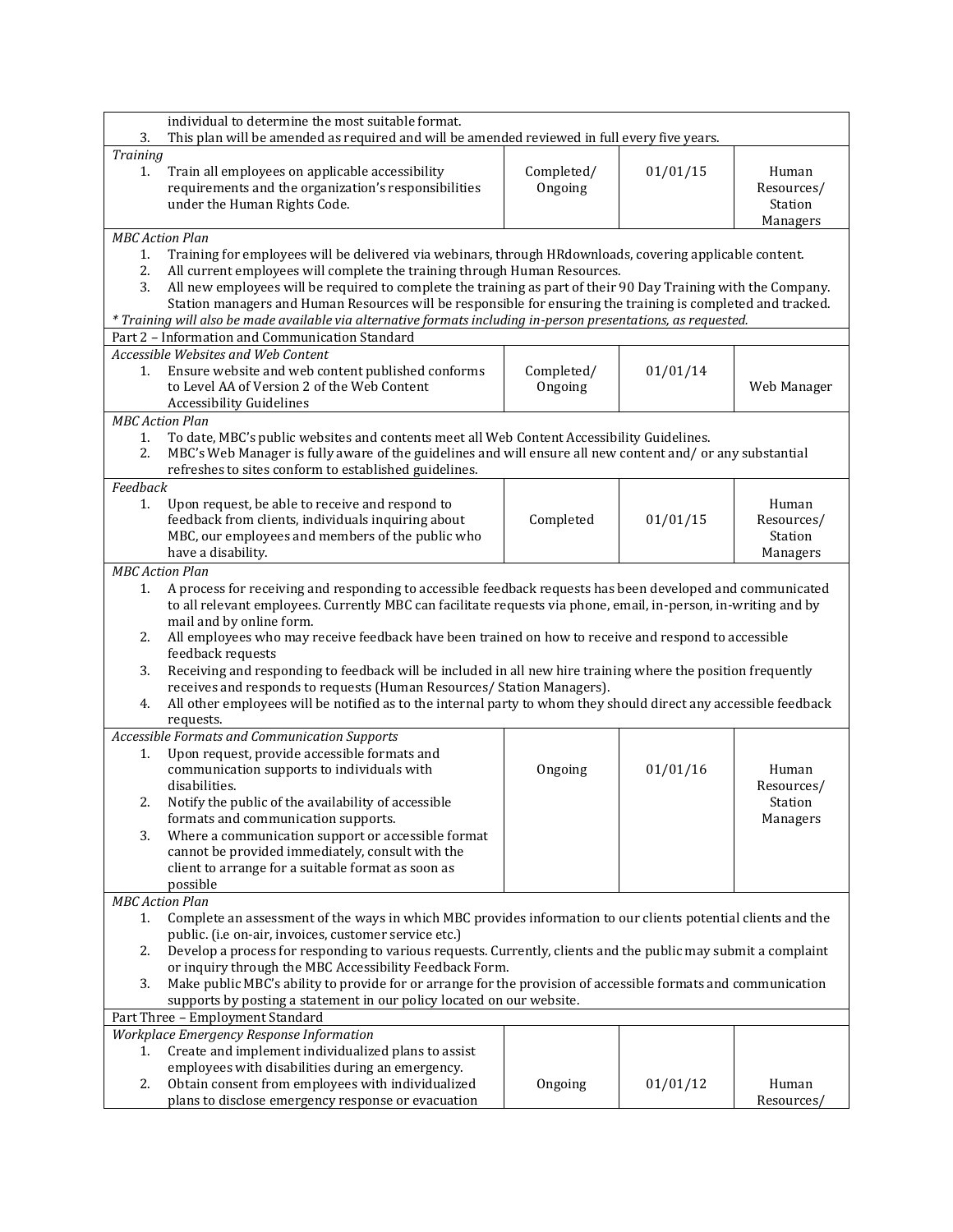| | | | |
|---|---|---|---|
| individual to determine the most suitable format.<br>3. This plan will be amended as required and will be amended reviewed in full every five years. | | | |
| *Training*<br>1. Train all employees on applicable accessibility requirements and the organization's responsibilities under the Human Rights Code. | Completed/ Ongoing | 01/01/15 | Human Resources/ Station Managers |
| *MBC Action Plan*<br>1. Training for employees will be delivered via webinars, through HRdownloads, covering applicable content.<br>2. All current employees will complete the training through Human Resources.<br>3. All new employees will be required to complete the training as part of their 90 Day Training with the Company. Station managers and Human Resources will be responsible for ensuring the training is completed and tracked.<br>*\* Training will also be made available via alternative formats including in-person presentations, as requested.* | | | |
| Part 2 – Information and Communication Standard | | | |
| *Accessible Websites and Web Content*<br>1. Ensure website and web content published conforms to Level AA of Version 2 of the Web Content Accessibility Guidelines | Completed/ Ongoing | 01/01/14 | Web Manager |
| *MBC Action Plan*<br>1. To date, MBC's public websites and contents meet all Web Content Accessibility Guidelines.<br>2. MBC's Web Manager is fully aware of the guidelines and will ensure all new content and/ or any substantial refreshes to sites conform to established guidelines. | | | |
| *Feedback*<br>1. Upon request, be able to receive and respond to feedback from clients, individuals inquiring about MBC, our employees and members of the public who have a disability. | Completed | 01/01/15 | Human Resources/ Station Managers |
| *MBC Action Plan*<br>1. A process for receiving and responding to accessible feedback requests has been developed and communicated to all relevant employees. Currently MBC can facilitate requests via phone, email, in-person, in-writing and by mail and by online form.<br>2. All employees who may receive feedback have been trained on how to receive and respond to accessible feedback requests<br>3. Receiving and responding to feedback will be included in all new hire training where the position frequently receives and responds to requests (Human Resources/ Station Managers).<br>4. All other employees will be notified as to the internal party to whom they should direct any accessible feedback requests. | | | |
| *Accessible Formats and Communication Supports*<br>1. Upon request, provide accessible formats and communication supports to individuals with disabilities.<br>2. Notify the public of the availability of accessible formats and communication supports.<br>3. Where a communication support or accessible format cannot be provided immediately, consult with the client to arrange for a suitable format as soon as possible | Ongoing | 01/01/16 | Human Resources/ Station Managers |
| *MBC Action Plan*<br>1. Complete an assessment of the ways in which MBC provides information to our clients potential clients and the public. (i.e on-air, invoices, customer service etc.)<br>2. Develop a process for responding to various requests. Currently, clients and the public may submit a complaint or inquiry through the MBC Accessibility Feedback Form.<br>3. Make public MBC's ability to provide for or arrange for the provision of accessible formats and communication supports by posting a statement in our policy located on our website. | | | |
| Part Three – Employment Standard | | | |
| *Workplace Emergency Response Information*<br>1. Create and implement individualized plans to assist employees with disabilities during an emergency.<br>2. Obtain consent from employees with individualized plans to disclose emergency response or evacuation | Ongoing | 01/01/12 | Human Resources/ |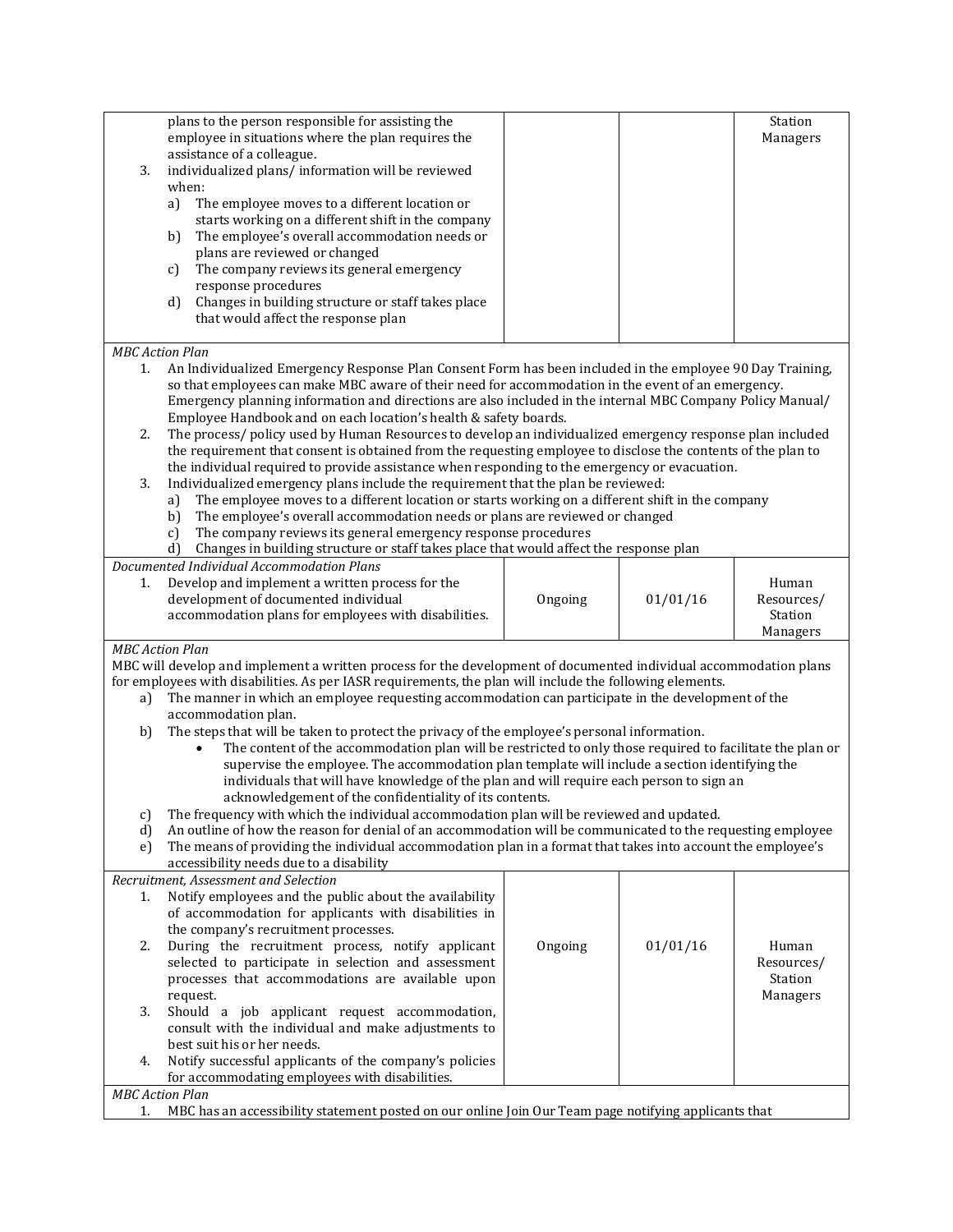| | | | |
|---|---|---|---|
| plans to the person responsible for assisting the employee in situations where the plan requires the assistance of a colleague.<br>3. individualized plans/ information will be reviewed when:<br>a) The employee moves to a different location or starts working on a different shift in the company<br>b) The employee's overall accommodation needs or plans are reviewed or changed<br>c) The company reviews its general emergency response procedures<br>d) Changes in building structure or staff takes place that would affect the response plan | | | Station Managers |
| *MBC Action Plan*<br>1. An Individualized Emergency Response Plan Consent Form has been included in the employee 90 Day Training, so that employees can make MBC aware of their need for accommodation in the event of an emergency. Emergency planning information and directions are also included in the internal MBC Company Policy Manual/ Employee Handbook and on each location's health & safety boards.<br>2. The process/ policy used by Human Resources to develop an individualized emergency response plan included the requirement that consent is obtained from the requesting employee to disclose the contents of the plan to the individual required to provide assistance when responding to the emergency or evacuation.<br>3. Individualized emergency plans include the requirement that the plan be reviewed:<br>a) The employee moves to a different location or starts working on a different shift in the company<br>b) The employee's overall accommodation needs or plans are reviewed or changed<br>c) The company reviews its general emergency response procedures<br>d) Changes in building structure or staff takes place that would affect the response plan | | | |
| *Documented Individual Accommodation Plans*<br>1. Develop and implement a written process for the development of documented individual accommodation plans for employees with disabilities. | Ongoing | 01/01/16 | Human Resources/ Station Managers |
| *MBC Action Plan*<br>MBC will develop and implement a written process for the development of documented individual accommodation plans for employees with disabilities. As per IASR requirements, the plan will include the following elements.<br>a) The manner in which an employee requesting accommodation can participate in the development of the accommodation plan.<br>b) The steps that will be taken to protect the privacy of the employee's personal information.<br>• The content of the accommodation plan will be restricted to only those required to facilitate the plan or supervise the employee. The accommodation plan template will include a section identifying the individuals that will have knowledge of the plan and will require each person to sign an acknowledgement of the confidentiality of its contents.<br>c) The frequency with which the individual accommodation plan will be reviewed and updated.<br>d) An outline of how the reason for denial of an accommodation will be communicated to the requesting employee<br>e) The means of providing the individual accommodation plan in a format that takes into account the employee's accessibility needs due to a disability | | | |
| *Recruitment, Assessment and Selection*<br>1. Notify employees and the public about the availability of accommodation for applicants with disabilities in the company's recruitment processes.<br>2. During the recruitment process, notify applicant selected to participate in selection and assessment processes that accommodations are available upon request.<br>3. Should a job applicant request accommodation, consult with the individual and make adjustments to best suit his or her needs.<br>4. Notify successful applicants of the company's policies for accommodating employees with disabilities. | Ongoing | 01/01/16 | Human Resources/ Station Managers |
| *MBC Action Plan*<br>1. MBC has an accessibility statement posted on our online Join Our Team page notifying applicants that | | | |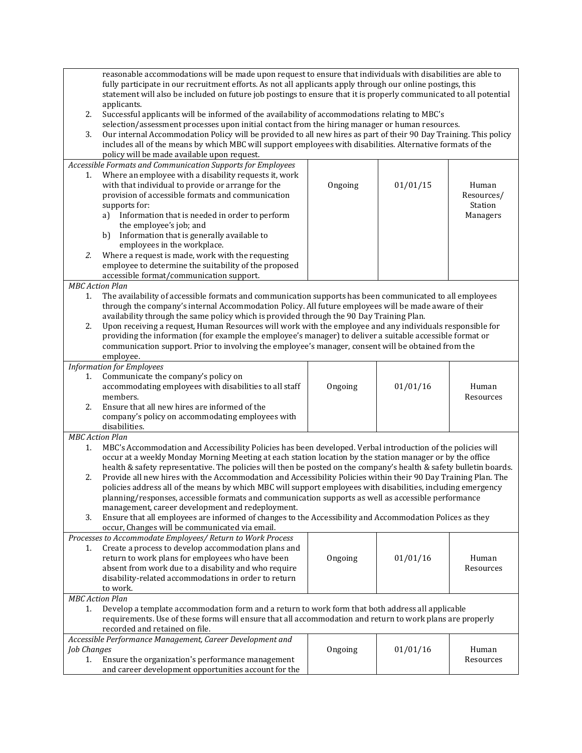| | | | |
|---|---|---|---|
| reasonable accommodations will be made upon request to ensure that individuals with disabilities are able to fully participate in our recruitment efforts. As not all applicants apply through our online postings, this statement will also be included on future job postings to ensure that it is properly communicated to all potential applicants.<br>2. Successful applicants will be informed of the availability of accommodations relating to MBC's selection/assessment processes upon initial contact from the hiring manager or human resources.<br>3. Our internal Accommodation Policy will be provided to all new hires as part of their 90 Day Training. This policy includes all of the means by which MBC will support employees with disabilities. Alternative formats of the policy will be made available upon request. | | | |
| *Accessible Formats and Communication Supports for Employees*<br>1. Where an employee with a disability requests it, work with that individual to provide or arrange for the provision of accessible formats and communication supports for:<br>a) Information that is needed in order to perform the employee's job; and<br>b) Information that is generally available to employees in the workplace.<br>*2.* Where a request is made, work with the requesting employee to determine the suitability of the proposed accessible format/communication support. | Ongoing | 01/01/15 | Human Resources/ Station Managers |
| *MBC Action Plan*<br>1. The availability of accessible formats and communication supports has been communicated to all employees through the company's internal Accommodation Policy. All future employees will be made aware of their availability through the same policy which is provided through the 90 Day Training Plan.<br>2. Upon receiving a request, Human Resources will work with the employee and any individuals responsible for providing the information (for example the employee's manager) to deliver a suitable accessible format or communication support. Prior to involving the employee's manager, consent will be obtained from the employee. | | | |
| *Information for Employees*<br>1. Communicate the company's policy on accommodating employees with disabilities to all staff members.<br>2. Ensure that all new hires are informed of the company's policy on accommodating employees with disabilities. | Ongoing | 01/01/16 | Human Resources |
| *MBC Action Plan*<br>1. MBC's Accommodation and Accessibility Policies has been developed. Verbal introduction of the policies will occur at a weekly Monday Morning Meeting at each station location by the station manager or by the office health & safety representative. The policies will then be posted on the company's health & safety bulletin boards.<br>2. Provide all new hires with the Accommodation and Accessibility Policies within their 90 Day Training Plan. The policies address all of the means by which MBC will support employees with disabilities, including emergency planning/responses, accessible formats and communication supports as well as accessible performance management, career development and redeployment.<br>3. Ensure that all employees are informed of changes to the Accessibility and Accommodation Polices as they occur, Changes will be communicated via email. | | | |
| *Processes to Accommodate Employees/ Return to Work Process*<br>1. Create a process to develop accommodation plans and return to work plans for employees who have been absent from work due to a disability and who require disability-related accommodations in order to return to work. | Ongoing | 01/01/16 | Human Resources |
| *MBC Action Plan*<br>1. Develop a template accommodation form and a return to work form that both address all applicable requirements. Use of these forms will ensure that all accommodation and return to work plans are properly recorded and retained on file. | | | |
| *Accessible Performance Management, Career Development and Job Changes*<br>1. Ensure the organization's performance management and career development opportunities account for the | Ongoing | 01/01/16 | Human Resources |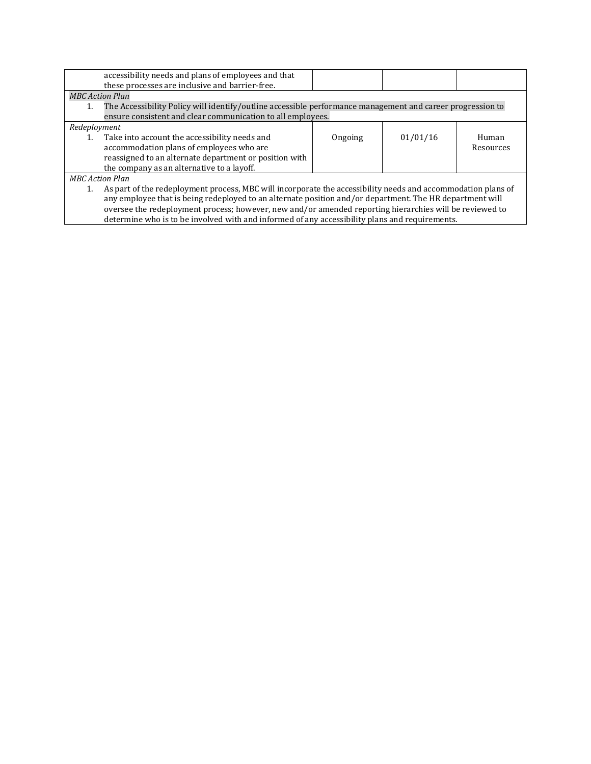| | | | |
|---|---|---|---|
| accessibility needs and plans of employees and that these processes are inclusive and barrier-free. | | | |
| *MBC Action Plan*<br>1. The Accessibility Policy will identify/outline accessible performance management and career progression to ensure consistent and clear communication to all employees. | | | |
| *Redeployment*<br>1. Take into account the accessibility needs and accommodation plans of employees who are reassigned to an alternate department or position with the company as an alternative to a layoff. | Ongoing | 01/01/16 | Human Resources |
| *MBC Action Plan*<br>1. As part of the redeployment process, MBC will incorporate the accessibility needs and accommodation plans of any employee that is being redeployed to an alternate position and/or department. The HR department will oversee the redeployment process; however, new and/or amended reporting hierarchies will be reviewed to determine who is to be involved with and informed of any accessibility plans and requirements. | | | |